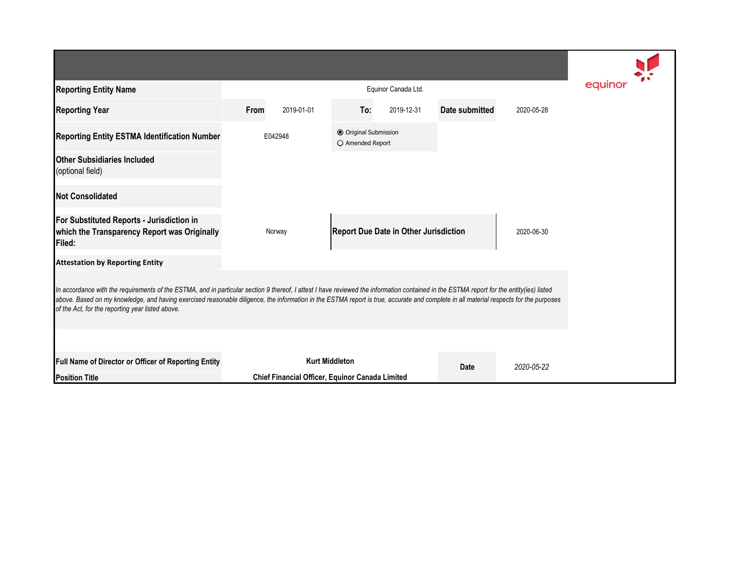| Reporting Entity Name | Equinor Canada Ltd. | | | | | |
|---|---|---|---|---|---|---|
| Reporting Year | From | 2019-01-01 | To: | 2019-12-31 | Date submitted | 2020-05-28 |
| Reporting Entity ESTMA Identification Number | E042948 | | ◉ Original Submission<br>○ Amended Report | | | |
| Other Subsidiaries Included<br>(optional field) | | | | | | |
| Not Consolidated | | | | | | |
| For Substituted Reports - Jurisdiction in which the Transparency Report was Originally Filed: | Norway | | Report Due Date in Other Jurisdiction | | | 2020-06-30 |

**Attestation by Reporting Entity**

*In accordance with the requirements of the ESTMA, and in particular section 9 thereof, I attest I have reviewed the information contained in the ESTMA report for the entity(ies) listed above. Based on my knowledge, and having exercised reasonable diligence, the information in the ESTMA report is true, accurate and complete in all material respects for the purposes of the Act, for the reporting year listed above.*

| Full Name of Director or Officer of Reporting Entity | Kurt Middleton | Date | *2020-05-22* |
|---|---|---|---|
| Position Title | Chief Financial Officer, Equinor Canada Limited | | |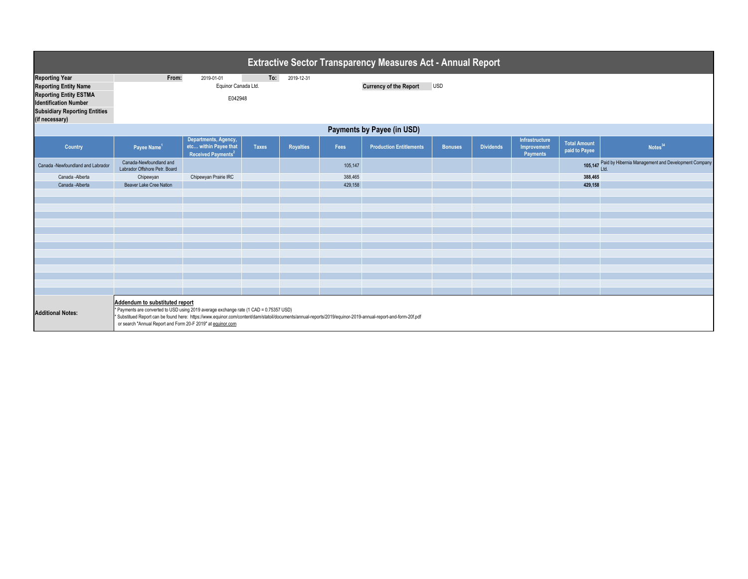# Extractive Sector Transparency Measures Act - Annual Report

| | | | | |
|---|---|---|---|---|
| **Reporting Year** | From: | 2019-01-01 | To: | 2019-12-31 |
| **Reporting Entity Name** | Equinor Canada Ltd. | | **Currency of the Report** | USD |
| **Reporting Entity ESTMA Identification Number** | E042948 | | | |
| **Subsidiary Reporting Entities (if necessary)** | | | | |

## Payments by Payee (in USD)

| Country | Payee Name[1] | Departments, Agency, etc… within Payee that Received Payments[2] | Taxes | Royalties | Fees | Production Entitlements | Bonuses | Dividends | Infrastructure Improvement Payments | Total Amount paid to Payee | Notes[34] |
|---|---|---|---|---|---|---|---|---|---|---|---|
| Canada -Newfoundland and Labrador | Canada-Newfoundland and Labrador Offshore Petr. Board | | | | 105,147 | | | | | 105,147 | Paid by Hibernia Management and Development Company Ltd. |
| Canada -Alberta | Chipewyan | Chipewyan Prairie IRC | | | 388,465 | | | | | 388,465 | |
| Canada -Alberta | Beaver Lake Cree Nation | | | | 429,158 | | | | | 429,158 | |

**Additional Notes:**

**Addendum to substituted report**

* Payments are converted to USD using 2019 average exchange rate (1 CAD = 0.75357 USD)
* Substitued Report can be found here: https://www.equinor.com/content/dam/statoil/documents/annual-reports/2019/equinor-2019-annual-report-and-form-20f.pdf or search "Annual Report and Form 20-F 2019" at equinor.com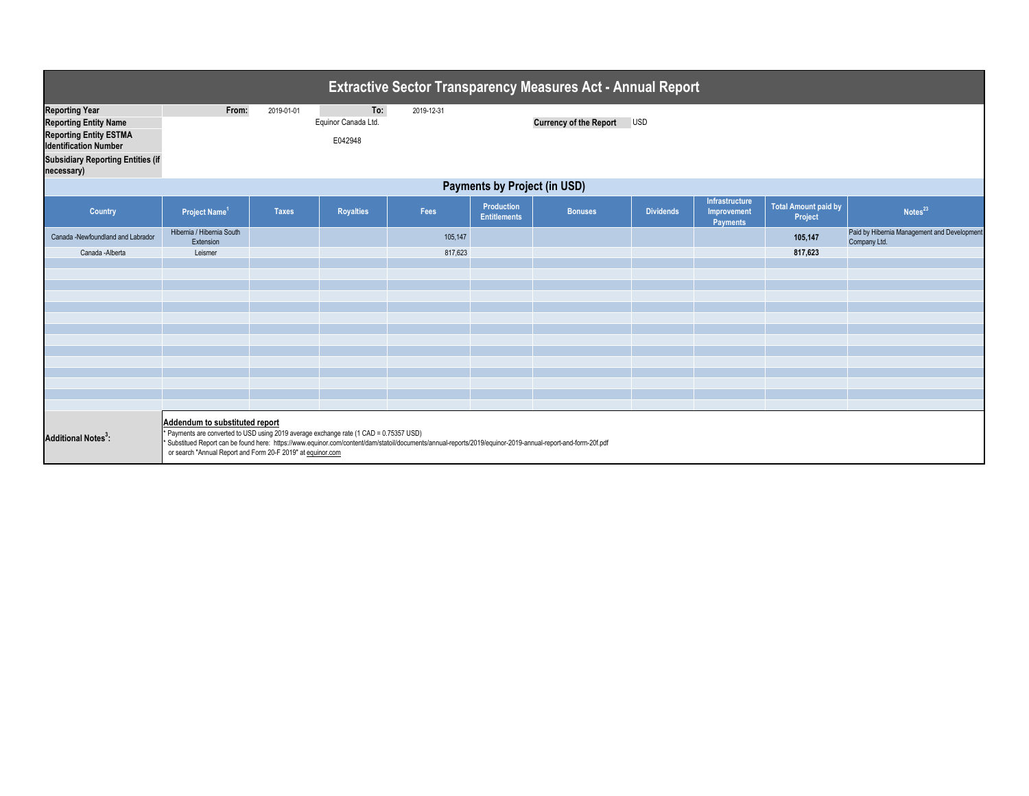# Extractive Sector Transparency Measures Act - Annual Report

| | | | | | |
|---|---|---|---|---|---|
| **Reporting Year** | **From:** | 2019-01-01 | **To:** | 2019-12-31 | |
| **Reporting Entity Name** | | Equinor Canada Ltd. | | **Currency of the Report** | USD |
| **Reporting Entity ESTMA Identification Number** | | E042948 | | | |
| **Subsidiary Reporting Entities (if necessary)** | | | | | |

## Payments by Project (in USD)

| Country | Project Name[1] | Taxes | Royalties | Fees | Production Entitlements | Bonuses | Dividends | Infrastructure Improvement Payments | Total Amount paid by Project | Notes[23] |
|---|---|---|---|---|---|---|---|---|---|---|
| Canada -Newfoundland and Labrador | Hibernia / Hibernia South Extension | | | 105,147 | | | | | **105,147** | Paid by Hibernia Management and Development Company Ltd. |
| Canada -Alberta | Leismer | | | 817,623 | | | | | **817,623** | |

**Additional Notes[3]:**

**Addendum to substituted report**

* Payments are converted to USD using 2019 average exchange rate (1 CAD = 0.75357 USD)
* Substitued Report can be found here: https://www.equinor.com/content/dam/statoil/documents/annual-reports/2019/equinor-2019-annual-report-and-form-20f.pdf
  or search "Annual Report and Form 20-F 2019" at equinor.com